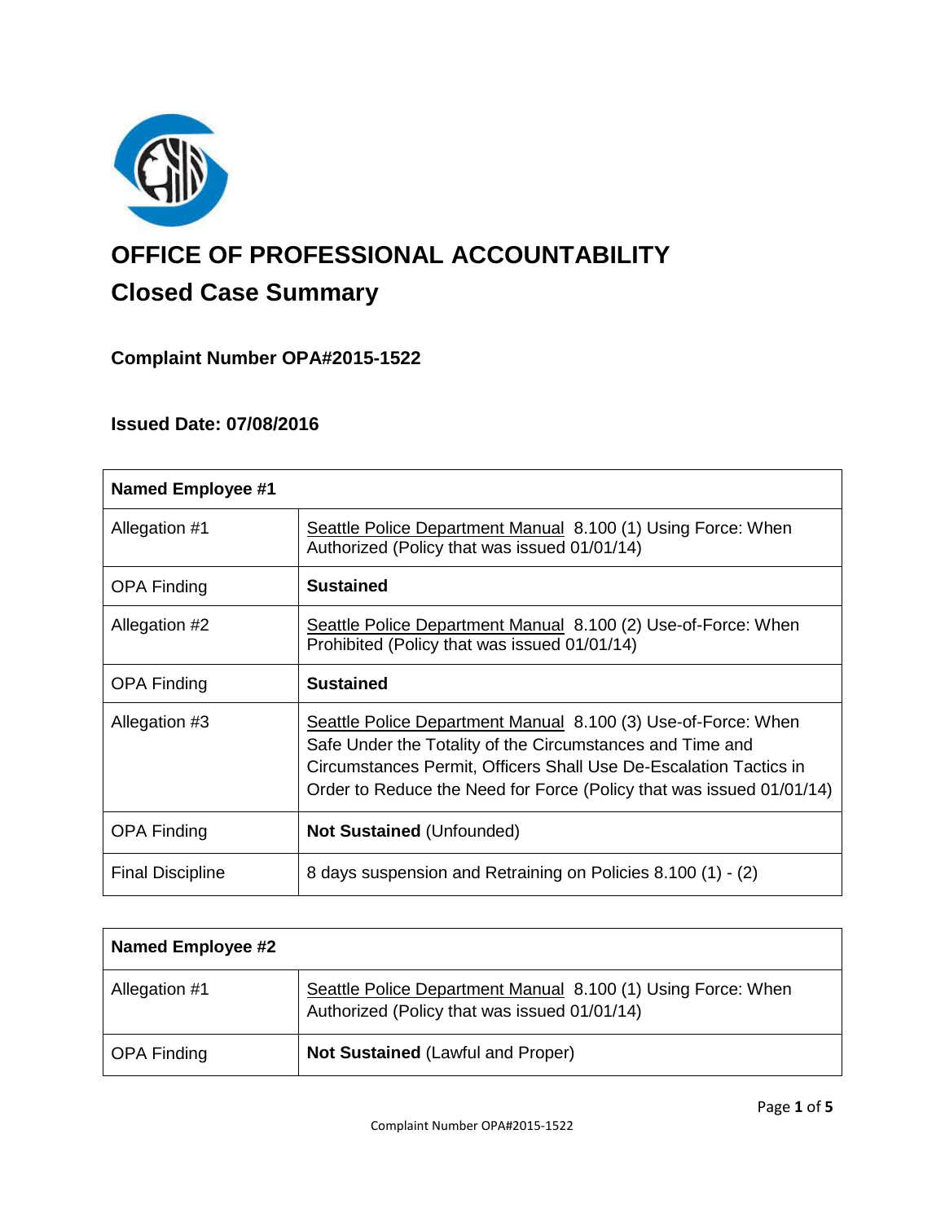# OFFICE OF PROFESSIONAL ACCOUNTABILITY

## Closed Case Summary

### Complaint Number OPA#2015-1522

### Issued Date: 07/08/2016

| Named Employee #1 | |
|---|---|
| Allegation #1 | Seattle Police Department Manual 8.100 (1) Using Force: When Authorized (Policy that was issued 01/01/14) |
| OPA Finding | **Sustained** |
| Allegation #2 | Seattle Police Department Manual 8.100 (2) Use-of-Force: When Prohibited (Policy that was issued 01/01/14) |
| OPA Finding | **Sustained** |
| Allegation #3 | Seattle Police Department Manual 8.100 (3) Use-of-Force: When Safe Under the Totality of the Circumstances and Time and Circumstances Permit, Officers Shall Use De-Escalation Tactics in Order to Reduce the Need for Force (Policy that was issued 01/01/14) |
| OPA Finding | **Not Sustained** (Unfounded) |
| Final Discipline | 8 days suspension and Retraining on Policies 8.100 (1) - (2) |

| Named Employee #2 | |
|---|---|
| Allegation #1 | Seattle Police Department Manual 8.100 (1) Using Force: When Authorized (Policy that was issued 01/01/14) |
| OPA Finding | **Not Sustained** (Lawful and Proper) |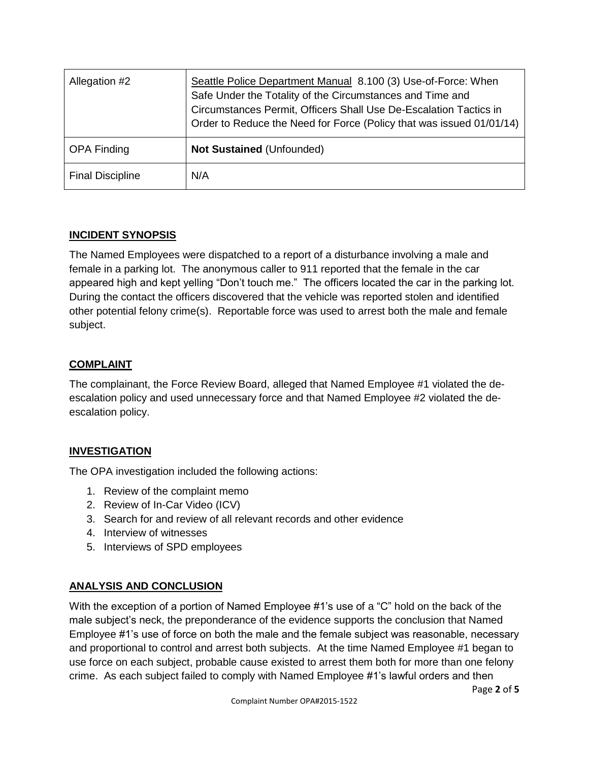| Allegation #2 | Seattle Police Department Manual 8.100 (3) Use-of-Force: When Safe Under the Totality of the Circumstances and Time and Circumstances Permit, Officers Shall Use De-Escalation Tactics in Order to Reduce the Need for Force (Policy that was issued 01/01/14) |
|---|---|
| OPA Finding | **Not Sustained** (Unfounded) |
| Final Discipline | N/A |

## INCIDENT SYNOPSIS

The Named Employees were dispatched to a report of a disturbance involving a male and female in a parking lot. The anonymous caller to 911 reported that the female in the car appeared high and kept yelling "Don't touch me." The officers located the car in the parking lot. During the contact the officers discovered that the vehicle was reported stolen and identified other potential felony crime(s). Reportable force was used to arrest both the male and female subject.

## COMPLAINT

The complainant, the Force Review Board, alleged that Named Employee #1 violated the de-escalation policy and used unnecessary force and that Named Employee #2 violated the de-escalation policy.

## INVESTIGATION

The OPA investigation included the following actions:

1. Review of the complaint memo
2. Review of In-Car Video (ICV)
3. Search for and review of all relevant records and other evidence
4. Interview of witnesses
5. Interviews of SPD employees

## ANALYSIS AND CONCLUSION

With the exception of a portion of Named Employee #1's use of a "C" hold on the back of the male subject's neck, the preponderance of the evidence supports the conclusion that Named Employee #1's use of force on both the male and the female subject was reasonable, necessary and proportional to control and arrest both subjects. At the time Named Employee #1 began to use force on each subject, probable cause existed to arrest them both for more than one felony crime. As each subject failed to comply with Named Employee #1's lawful orders and then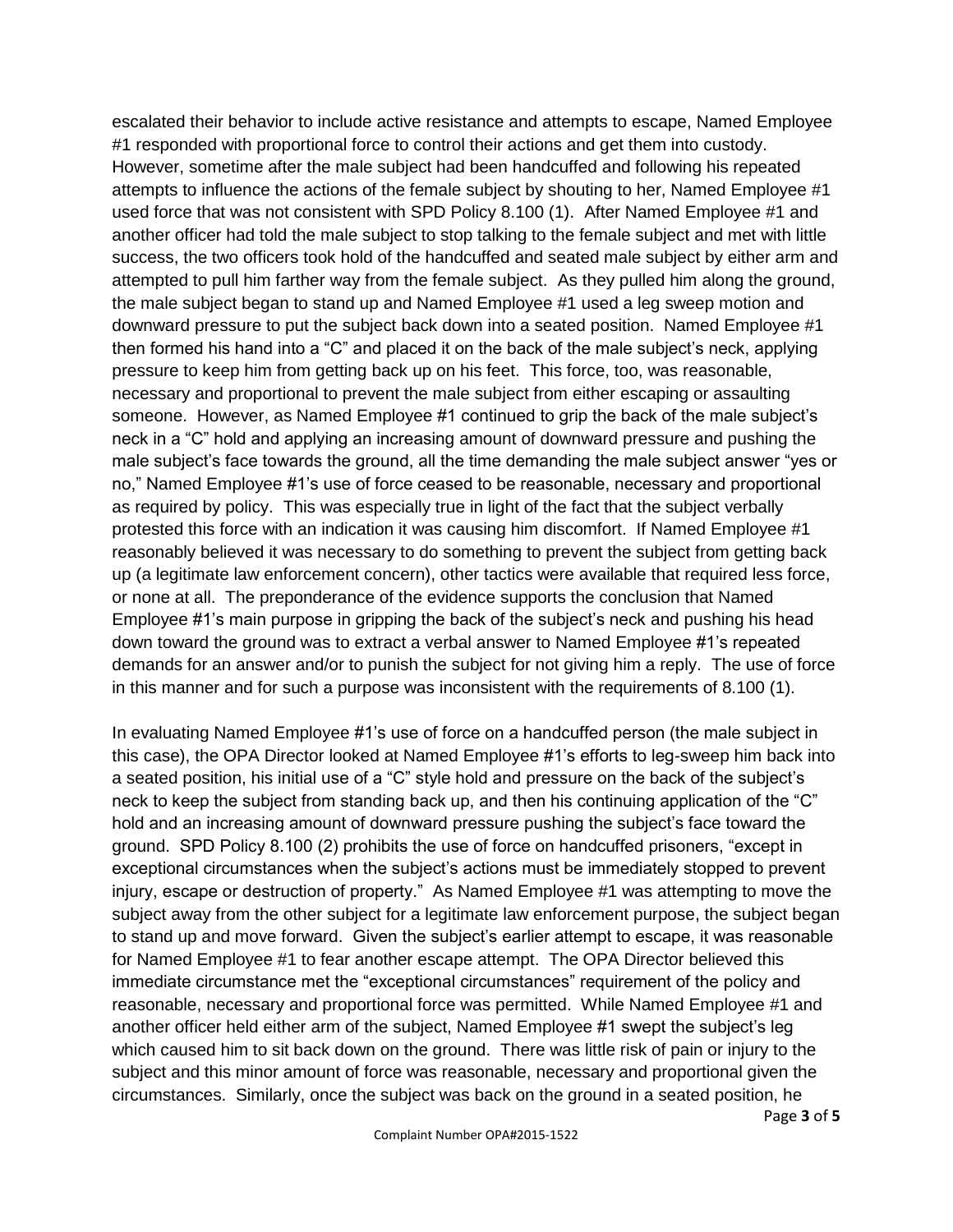escalated their behavior to include active resistance and attempts to escape, Named Employee #1 responded with proportional force to control their actions and get them into custody. However, sometime after the male subject had been handcuffed and following his repeated attempts to influence the actions of the female subject by shouting to her, Named Employee #1 used force that was not consistent with SPD Policy 8.100 (1). After Named Employee #1 and another officer had told the male subject to stop talking to the female subject and met with little success, the two officers took hold of the handcuffed and seated male subject by either arm and attempted to pull him farther way from the female subject. As they pulled him along the ground, the male subject began to stand up and Named Employee #1 used a leg sweep motion and downward pressure to put the subject back down into a seated position. Named Employee #1 then formed his hand into a "C" and placed it on the back of the male subject's neck, applying pressure to keep him from getting back up on his feet. This force, too, was reasonable, necessary and proportional to prevent the male subject from either escaping or assaulting someone. However, as Named Employee #1 continued to grip the back of the male subject's neck in a "C" hold and applying an increasing amount of downward pressure and pushing the male subject's face towards the ground, all the time demanding the male subject answer "yes or no," Named Employee #1's use of force ceased to be reasonable, necessary and proportional as required by policy. This was especially true in light of the fact that the subject verbally protested this force with an indication it was causing him discomfort. If Named Employee #1 reasonably believed it was necessary to do something to prevent the subject from getting back up (a legitimate law enforcement concern), other tactics were available that required less force, or none at all. The preponderance of the evidence supports the conclusion that Named Employee #1's main purpose in gripping the back of the subject's neck and pushing his head down toward the ground was to extract a verbal answer to Named Employee #1's repeated demands for an answer and/or to punish the subject for not giving him a reply. The use of force in this manner and for such a purpose was inconsistent with the requirements of 8.100 (1).

In evaluating Named Employee #1's use of force on a handcuffed person (the male subject in this case), the OPA Director looked at Named Employee #1's efforts to leg-sweep him back into a seated position, his initial use of a "C" style hold and pressure on the back of the subject's neck to keep the subject from standing back up, and then his continuing application of the "C" hold and an increasing amount of downward pressure pushing the subject's face toward the ground. SPD Policy 8.100 (2) prohibits the use of force on handcuffed prisoners, "except in exceptional circumstances when the subject's actions must be immediately stopped to prevent injury, escape or destruction of property." As Named Employee #1 was attempting to move the subject away from the other subject for a legitimate law enforcement purpose, the subject began to stand up and move forward. Given the subject's earlier attempt to escape, it was reasonable for Named Employee #1 to fear another escape attempt. The OPA Director believed this immediate circumstance met the "exceptional circumstances" requirement of the policy and reasonable, necessary and proportional force was permitted. While Named Employee #1 and another officer held either arm of the subject, Named Employee #1 swept the subject's leg which caused him to sit back down on the ground. There was little risk of pain or injury to the subject and this minor amount of force was reasonable, necessary and proportional given the circumstances. Similarly, once the subject was back on the ground in a seated position, he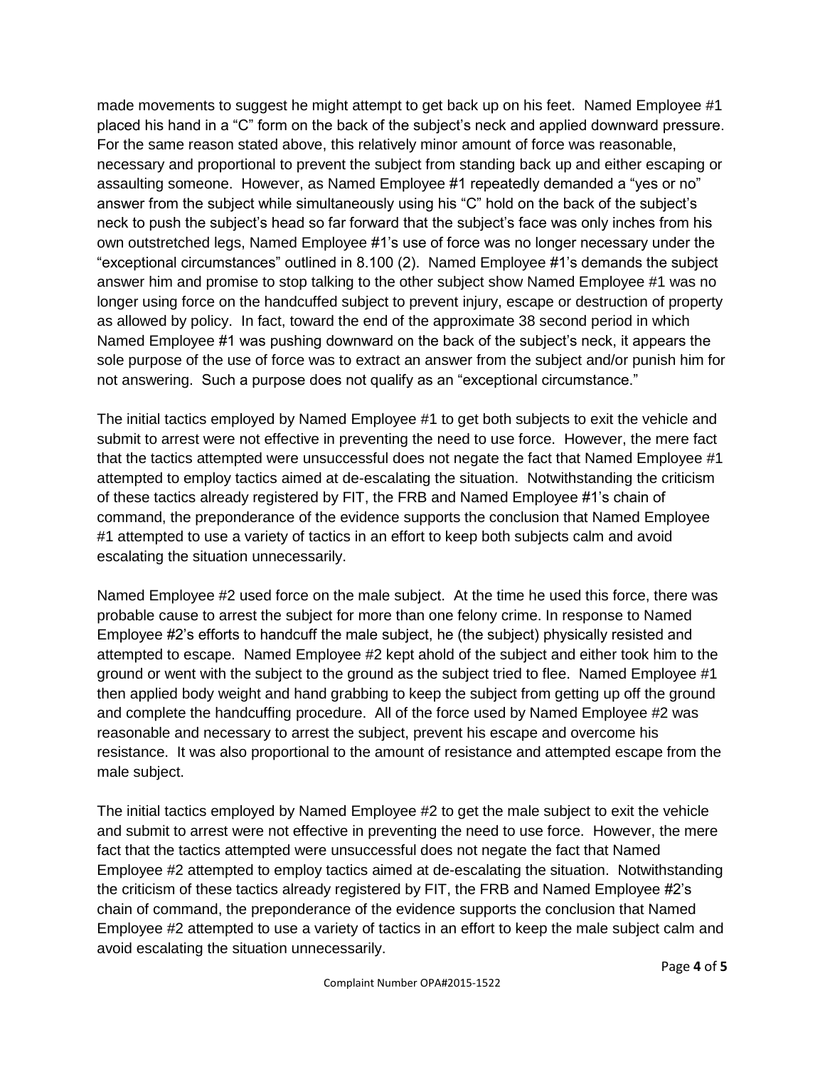made movements to suggest he might attempt to get back up on his feet. Named Employee #1 placed his hand in a "C" form on the back of the subject's neck and applied downward pressure. For the same reason stated above, this relatively minor amount of force was reasonable, necessary and proportional to prevent the subject from standing back up and either escaping or assaulting someone. However, as Named Employee #1 repeatedly demanded a "yes or no" answer from the subject while simultaneously using his "C" hold on the back of the subject's neck to push the subject's head so far forward that the subject's face was only inches from his own outstretched legs, Named Employee #1's use of force was no longer necessary under the "exceptional circumstances" outlined in 8.100 (2). Named Employee #1's demands the subject answer him and promise to stop talking to the other subject show Named Employee #1 was no longer using force on the handcuffed subject to prevent injury, escape or destruction of property as allowed by policy. In fact, toward the end of the approximate 38 second period in which Named Employee #1 was pushing downward on the back of the subject's neck, it appears the sole purpose of the use of force was to extract an answer from the subject and/or punish him for not answering. Such a purpose does not qualify as an "exceptional circumstance."

The initial tactics employed by Named Employee #1 to get both subjects to exit the vehicle and submit to arrest were not effective in preventing the need to use force. However, the mere fact that the tactics attempted were unsuccessful does not negate the fact that Named Employee #1 attempted to employ tactics aimed at de-escalating the situation. Notwithstanding the criticism of these tactics already registered by FIT, the FRB and Named Employee #1's chain of command, the preponderance of the evidence supports the conclusion that Named Employee #1 attempted to use a variety of tactics in an effort to keep both subjects calm and avoid escalating the situation unnecessarily.

Named Employee #2 used force on the male subject. At the time he used this force, there was probable cause to arrest the subject for more than one felony crime. In response to Named Employee #2's efforts to handcuff the male subject, he (the subject) physically resisted and attempted to escape. Named Employee #2 kept ahold of the subject and either took him to the ground or went with the subject to the ground as the subject tried to flee. Named Employee #1 then applied body weight and hand grabbing to keep the subject from getting up off the ground and complete the handcuffing procedure. All of the force used by Named Employee #2 was reasonable and necessary to arrest the subject, prevent his escape and overcome his resistance. It was also proportional to the amount of resistance and attempted escape from the male subject.

The initial tactics employed by Named Employee #2 to get the male subject to exit the vehicle and submit to arrest were not effective in preventing the need to use force. However, the mere fact that the tactics attempted were unsuccessful does not negate the fact that Named Employee #2 attempted to employ tactics aimed at de-escalating the situation. Notwithstanding the criticism of these tactics already registered by FIT, the FRB and Named Employee #2's chain of command, the preponderance of the evidence supports the conclusion that Named Employee #2 attempted to use a variety of tactics in an effort to keep the male subject calm and avoid escalating the situation unnecessarily.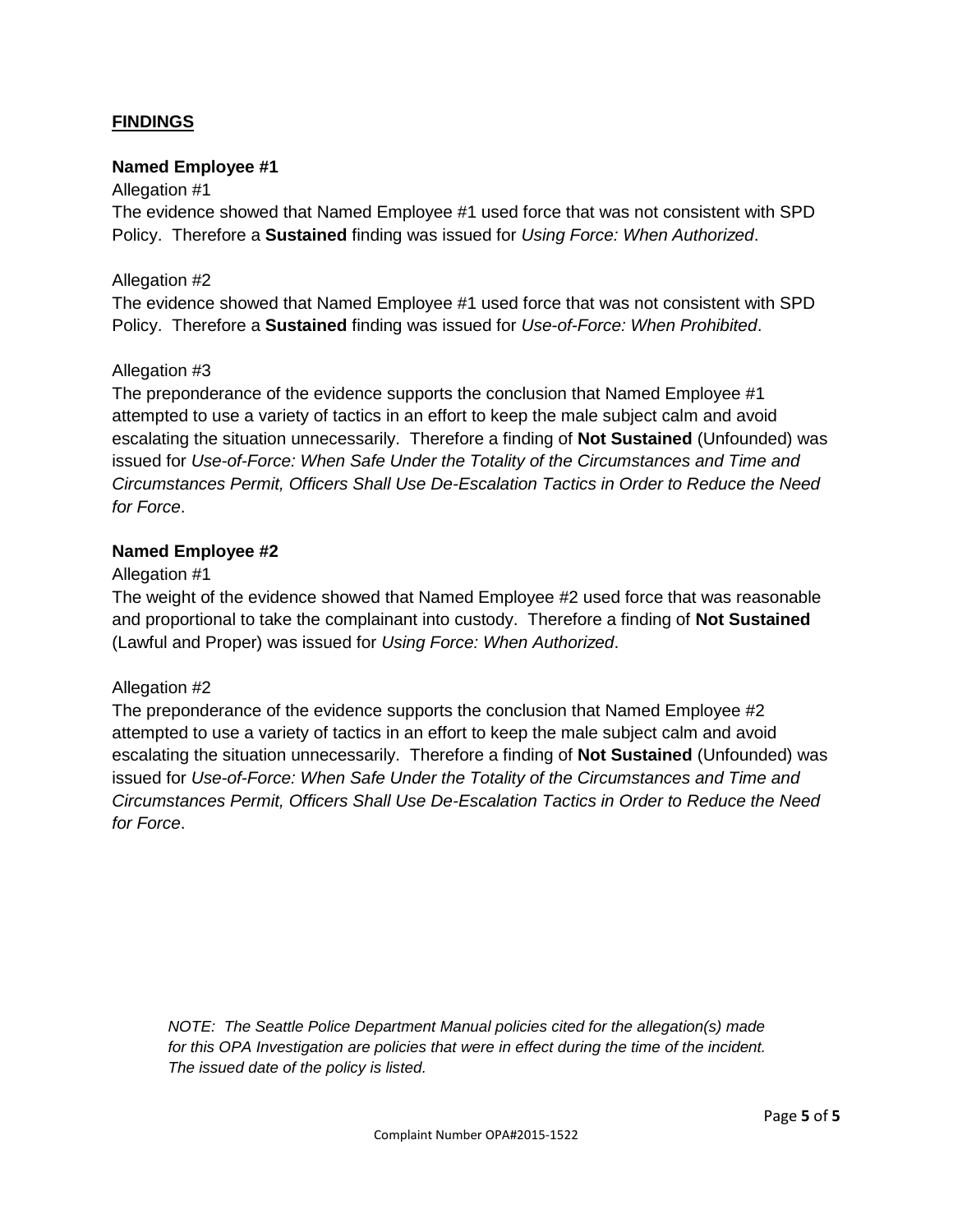## FINDINGS

### Named Employee #1

Allegation #1

The evidence showed that Named Employee #1 used force that was not consistent with SPD Policy. Therefore a **Sustained** finding was issued for *Using Force: When Authorized*.

Allegation #2

The evidence showed that Named Employee #1 used force that was not consistent with SPD Policy. Therefore a **Sustained** finding was issued for *Use-of-Force: When Prohibited*.

Allegation #3

The preponderance of the evidence supports the conclusion that Named Employee #1 attempted to use a variety of tactics in an effort to keep the male subject calm and avoid escalating the situation unnecessarily. Therefore a finding of **Not Sustained** (Unfounded) was issued for *Use-of-Force: When Safe Under the Totality of the Circumstances and Time and Circumstances Permit, Officers Shall Use De-Escalation Tactics in Order to Reduce the Need for Force*.

### Named Employee #2

Allegation #1

The weight of the evidence showed that Named Employee #2 used force that was reasonable and proportional to take the complainant into custody. Therefore a finding of **Not Sustained** (Lawful and Proper) was issued for *Using Force: When Authorized*.

Allegation #2

The preponderance of the evidence supports the conclusion that Named Employee #2 attempted to use a variety of tactics in an effort to keep the male subject calm and avoid escalating the situation unnecessarily. Therefore a finding of **Not Sustained** (Unfounded) was issued for *Use-of-Force: When Safe Under the Totality of the Circumstances and Time and Circumstances Permit, Officers Shall Use De-Escalation Tactics in Order to Reduce the Need for Force*.

*NOTE: The Seattle Police Department Manual policies cited for the allegation(s) made for this OPA Investigation are policies that were in effect during the time of the incident. The issued date of the policy is listed.*

Complaint Number OPA#2015-1522